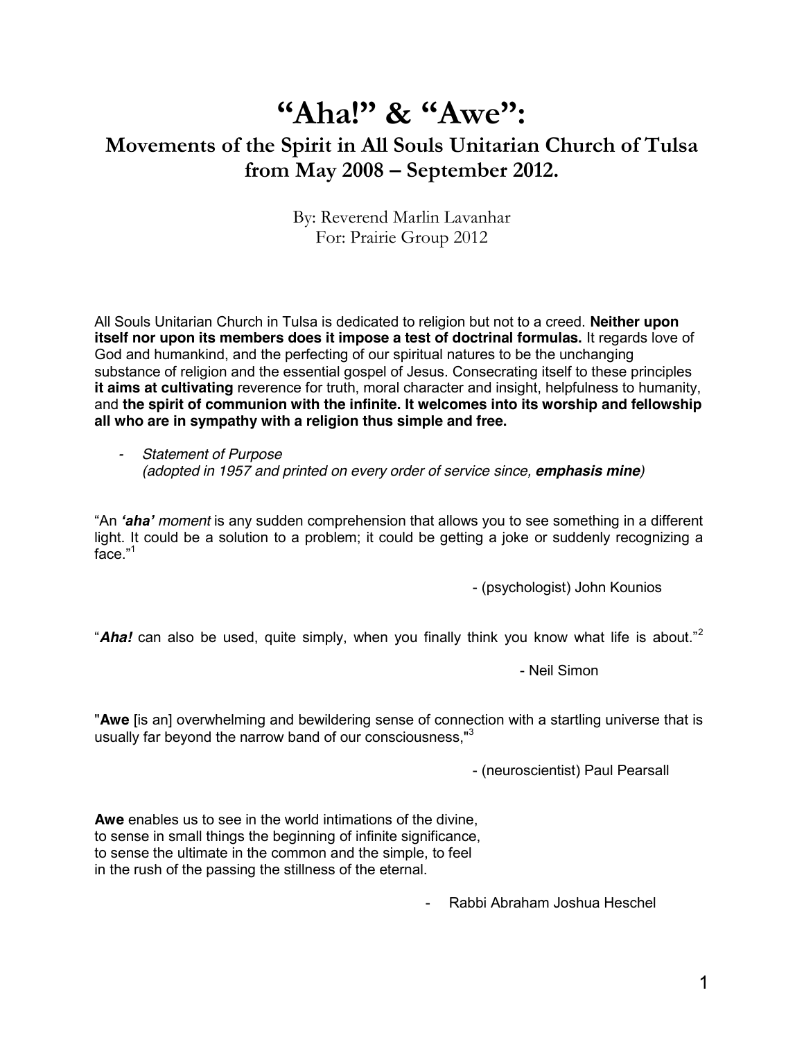# "Aha!" & "Awe":

## Movements of the Spirit in All Souls Unitarian Church of Tulsa from May 2008 – September 2012.

By: Reverend Marlin Lavanhar
For: Prairie Group 2012

All Souls Unitarian Church in Tulsa is dedicated to religion but not to a creed. **Neither upon itself nor upon its members does it impose a test of doctrinal formulas.** It regards love of God and humankind, and the perfecting of our spiritual natures to be the unchanging substance of religion and the essential gospel of Jesus. Consecrating itself to these principles **it aims at cultivating** reverence for truth, moral character and insight, helpfulness to humanity, and **the spirit of communion with the infinite. It welcomes into its worship and fellowship all who are in sympathy with a religion thus simple and free.**

- *Statement of Purpose*
  *(adopted in 1957 and printed on every order of service since, **emphasis mine**)*

"An ***'aha'*** *moment* is any sudden comprehension that allows you to see something in a different light. It could be a solution to a problem; it could be getting a joke or suddenly recognizing a face."[1]

- (psychologist) John Kounios

"***Aha!*** can also be used, quite simply, when you finally think you know what life is about."[2]

- Neil Simon

"**Awe** [is an] overwhelming and bewildering sense of connection with a startling universe that is usually far beyond the narrow band of our consciousness,"[3]

- (neuroscientist) Paul Pearsall

**Awe** enables us to see in the world intimations of the divine,
to sense in small things the beginning of infinite significance,
to sense the ultimate in the common and the simple, to feel
in the rush of the passing the stillness of the eternal.

- Rabbi Abraham Joshua Heschel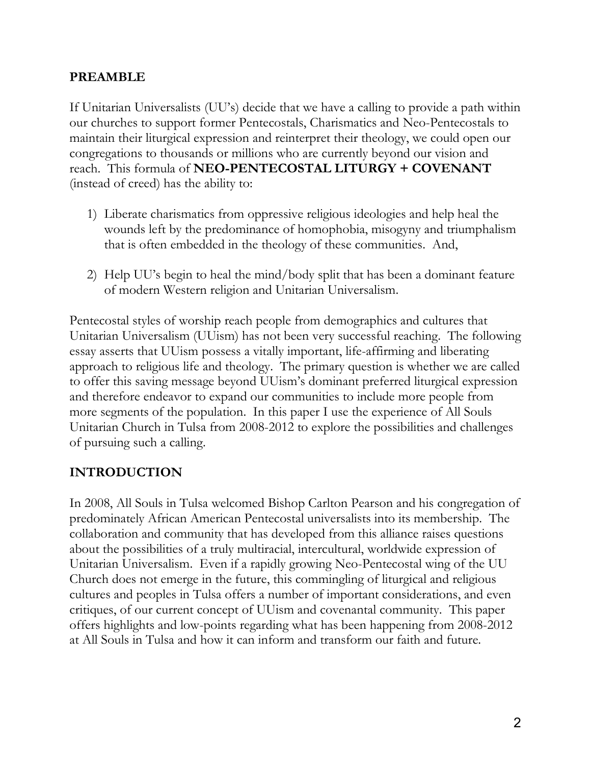## PREAMBLE

If Unitarian Universalists (UU's) decide that we have a calling to provide a path within our churches to support former Pentecostals, Charismatics and Neo-Pentecostals to maintain their liturgical expression and reinterpret their theology, we could open our congregations to thousands or millions who are currently beyond our vision and reach. This formula of **NEO-PENTECOSTAL LITURGY + COVENANT** (instead of creed) has the ability to:

1) Liberate charismatics from oppressive religious ideologies and help heal the wounds left by the predominance of homophobia, misogyny and triumphalism that is often embedded in the theology of these communities. And,

2) Help UU's begin to heal the mind/body split that has been a dominant feature of modern Western religion and Unitarian Universalism.

Pentecostal styles of worship reach people from demographics and cultures that Unitarian Universalism (UUism) has not been very successful reaching. The following essay asserts that UUism possess a vitally important, life-affirming and liberating approach to religious life and theology. The primary question is whether we are called to offer this saving message beyond UUism's dominant preferred liturgical expression and therefore endeavor to expand our communities to include more people from more segments of the population. In this paper I use the experience of All Souls Unitarian Church in Tulsa from 2008-2012 to explore the possibilities and challenges of pursuing such a calling.

## INTRODUCTION

In 2008, All Souls in Tulsa welcomed Bishop Carlton Pearson and his congregation of predominately African American Pentecostal universalists into its membership. The collaboration and community that has developed from this alliance raises questions about the possibilities of a truly multiracial, intercultural, worldwide expression of Unitarian Universalism. Even if a rapidly growing Neo-Pentecostal wing of the UU Church does not emerge in the future, this commingling of liturgical and religious cultures and peoples in Tulsa offers a number of important considerations, and even critiques, of our current concept of UUism and covenantal community. This paper offers highlights and low-points regarding what has been happening from 2008-2012 at All Souls in Tulsa and how it can inform and transform our faith and future.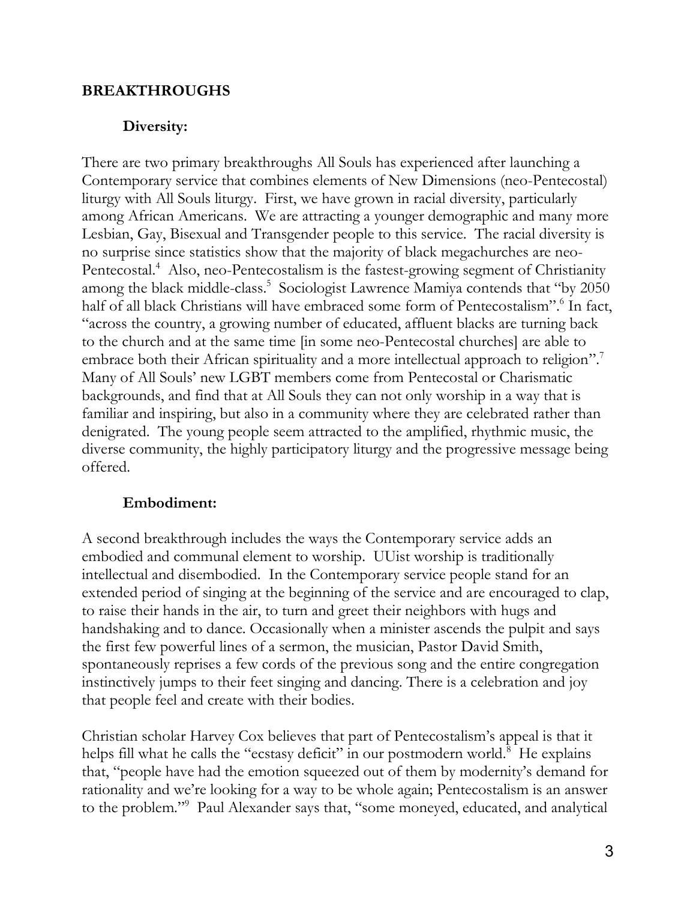## BREAKTHROUGHS

### Diversity:

There are two primary breakthroughs All Souls has experienced after launching a Contemporary service that combines elements of New Dimensions (neo-Pentecostal) liturgy with All Souls liturgy. First, we have grown in racial diversity, particularly among African Americans. We are attracting a younger demographic and many more Lesbian, Gay, Bisexual and Transgender people to this service. The racial diversity is no surprise since statistics show that the majority of black megachurches are neo-Pentecostal.[4] Also, neo-Pentecostalism is the fastest-growing segment of Christianity among the black middle-class.[5] Sociologist Lawrence Mamiya contends that "by 2050 half of all black Christians will have embraced some form of Pentecostalism".[6] In fact, "across the country, a growing number of educated, affluent blacks are turning back to the church and at the same time [in some neo-Pentecostal churches] are able to embrace both their African spirituality and a more intellectual approach to religion".[7] Many of All Souls' new LGBT members come from Pentecostal or Charismatic backgrounds, and find that at All Souls they can not only worship in a way that is familiar and inspiring, but also in a community where they are celebrated rather than denigrated. The young people seem attracted to the amplified, rhythmic music, the diverse community, the highly participatory liturgy and the progressive message being offered.

### Embodiment:

A second breakthrough includes the ways the Contemporary service adds an embodied and communal element to worship. UUist worship is traditionally intellectual and disembodied. In the Contemporary service people stand for an extended period of singing at the beginning of the service and are encouraged to clap, to raise their hands in the air, to turn and greet their neighbors with hugs and handshaking and to dance. Occasionally when a minister ascends the pulpit and says the first few powerful lines of a sermon, the musician, Pastor David Smith, spontaneously reprises a few cords of the previous song and the entire congregation instinctively jumps to their feet singing and dancing. There is a celebration and joy that people feel and create with their bodies.

Christian scholar Harvey Cox believes that part of Pentecostalism's appeal is that it helps fill what he calls the "ecstasy deficit" in our postmodern world.[8] He explains that, "people have had the emotion squeezed out of them by modernity's demand for rationality and we're looking for a way to be whole again; Pentecostalism is an answer to the problem."[9] Paul Alexander says that, "some moneyed, educated, and analytical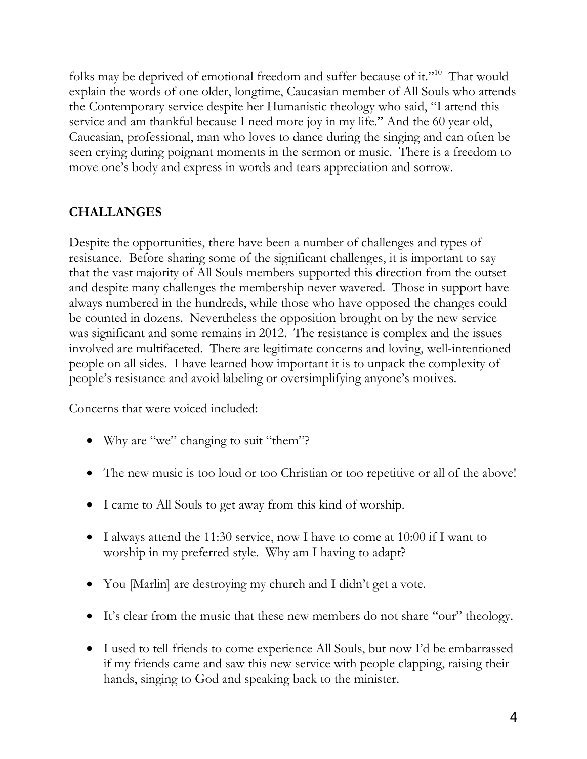folks may be deprived of emotional freedom and suffer because of it."[10] That would explain the words of one older, longtime, Caucasian member of All Souls who attends the Contemporary service despite her Humanistic theology who said, "I attend this service and am thankful because I need more joy in my life." And the 60 year old, Caucasian, professional, man who loves to dance during the singing and can often be seen crying during poignant moments in the sermon or music. There is a freedom to move one's body and express in words and tears appreciation and sorrow.

## CHALLANGES

Despite the opportunities, there have been a number of challenges and types of resistance. Before sharing some of the significant challenges, it is important to say that the vast majority of All Souls members supported this direction from the outset and despite many challenges the membership never wavered. Those in support have always numbered in the hundreds, while those who have opposed the changes could be counted in dozens. Nevertheless the opposition brought on by the new service was significant and some remains in 2012. The resistance is complex and the issues involved are multifaceted. There are legitimate concerns and loving, well-intentioned people on all sides. I have learned how important it is to unpack the complexity of people's resistance and avoid labeling or oversimplifying anyone's motives.

Concerns that were voiced included:

- Why are "we" changing to suit "them"?
- The new music is too loud or too Christian or too repetitive or all of the above!
- I came to All Souls to get away from this kind of worship.
- I always attend the 11:30 service, now I have to come at 10:00 if I want to worship in my preferred style. Why am I having to adapt?
- You [Marlin] are destroying my church and I didn't get a vote.
- It's clear from the music that these new members do not share "our" theology.
- I used to tell friends to come experience All Souls, but now I'd be embarrassed if my friends came and saw this new service with people clapping, raising their hands, singing to God and speaking back to the minister.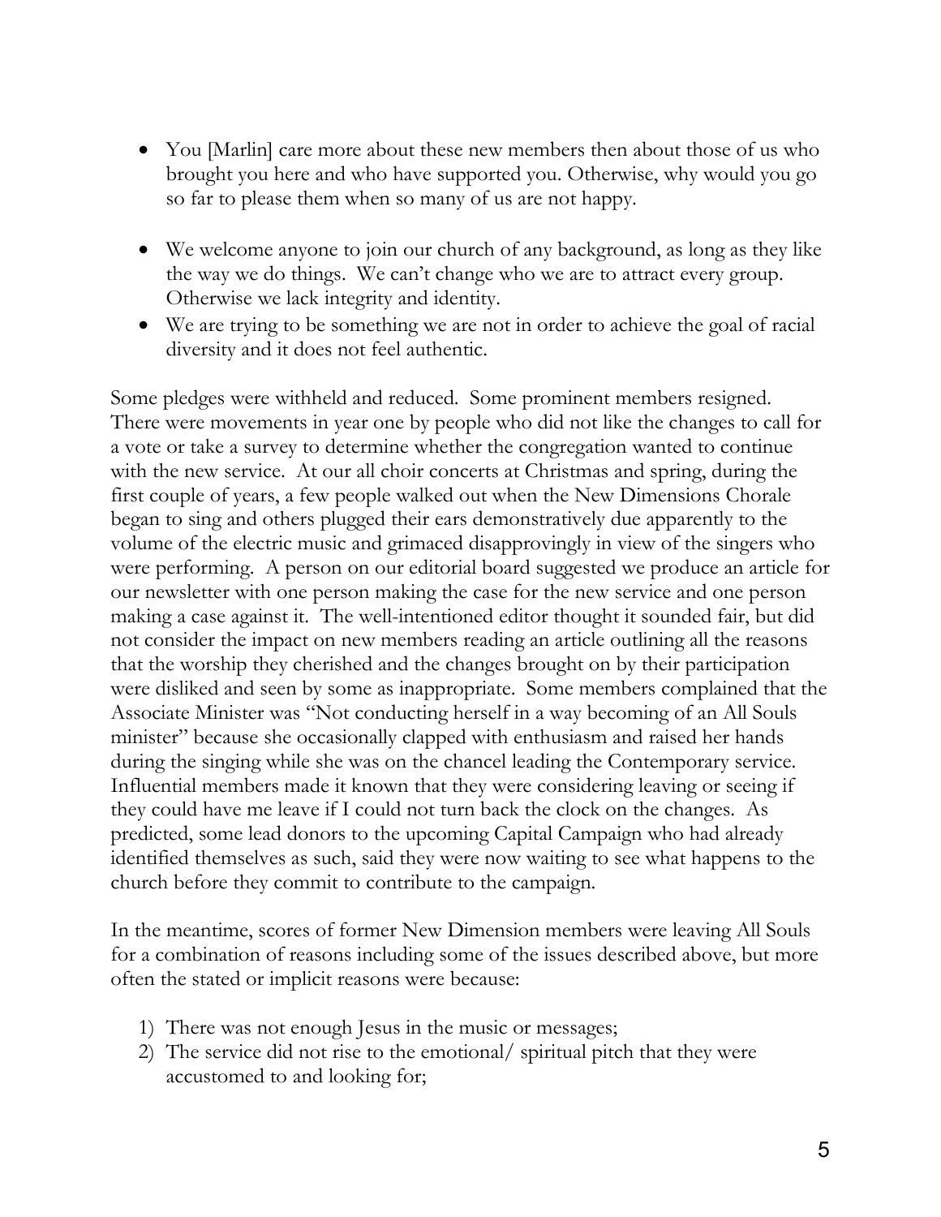- You [Marlin] care more about these new members then about those of us who brought you here and who have supported you. Otherwise, why would you go so far to please them when so many of us are not happy.

- We welcome anyone to join our church of any background, as long as they like the way we do things. We can't change who we are to attract every group. Otherwise we lack integrity and identity.
- We are trying to be something we are not in order to achieve the goal of racial diversity and it does not feel authentic.

Some pledges were withheld and reduced. Some prominent members resigned. There were movements in year one by people who did not like the changes to call for a vote or take a survey to determine whether the congregation wanted to continue with the new service. At our all choir concerts at Christmas and spring, during the first couple of years, a few people walked out when the New Dimensions Chorale began to sing and others plugged their ears demonstratively due apparently to the volume of the electric music and grimaced disapprovingly in view of the singers who were performing. A person on our editorial board suggested we produce an article for our newsletter with one person making the case for the new service and one person making a case against it. The well-intentioned editor thought it sounded fair, but did not consider the impact on new members reading an article outlining all the reasons that the worship they cherished and the changes brought on by their participation were disliked and seen by some as inappropriate. Some members complained that the Associate Minister was "Not conducting herself in a way becoming of an All Souls minister" because she occasionally clapped with enthusiasm and raised her hands during the singing while she was on the chancel leading the Contemporary service. Influential members made it known that they were considering leaving or seeing if they could have me leave if I could not turn back the clock on the changes. As predicted, some lead donors to the upcoming Capital Campaign who had already identified themselves as such, said they were now waiting to see what happens to the church before they commit to contribute to the campaign.

In the meantime, scores of former New Dimension members were leaving All Souls for a combination of reasons including some of the issues described above, but more often the stated or implicit reasons were because:

1) There was not enough Jesus in the music or messages;
2) The service did not rise to the emotional/ spiritual pitch that they were accustomed to and looking for;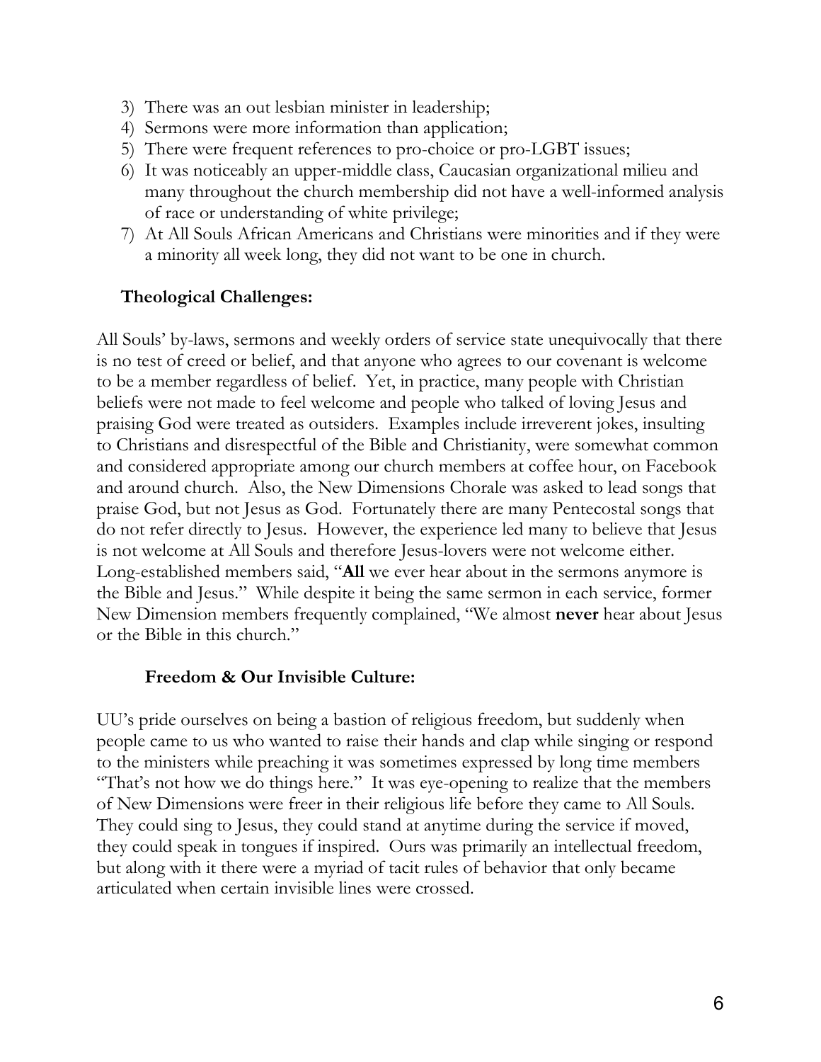3) There was an out lesbian minister in leadership;
4) Sermons were more information than application;
5) There were frequent references to pro-choice or pro-LGBT issues;
6) It was noticeably an upper-middle class, Caucasian organizational milieu and many throughout the church membership did not have a well-informed analysis of race or understanding of white privilege;
7) At All Souls African Americans and Christians were minorities and if they were a minority all week long, they did not want to be one in church.

### Theological Challenges:

All Souls' by-laws, sermons and weekly orders of service state unequivocally that there is no test of creed or belief, and that anyone who agrees to our covenant is welcome to be a member regardless of belief. Yet, in practice, many people with Christian beliefs were not made to feel welcome and people who talked of loving Jesus and praising God were treated as outsiders. Examples include irreverent jokes, insulting to Christians and disrespectful of the Bible and Christianity, were somewhat common and considered appropriate among our church members at coffee hour, on Facebook and around church. Also, the New Dimensions Chorale was asked to lead songs that praise God, but not Jesus as God. Fortunately there are many Pentecostal songs that do not refer directly to Jesus. However, the experience led many to believe that Jesus is not welcome at All Souls and therefore Jesus-lovers were not welcome either. Long-established members said, "**All** we ever hear about in the sermons anymore is the Bible and Jesus." While despite it being the same sermon in each service, former New Dimension members frequently complained, "We almost **never** hear about Jesus or the Bible in this church."

### Freedom & Our Invisible Culture:

UU's pride ourselves on being a bastion of religious freedom, but suddenly when people came to us who wanted to raise their hands and clap while singing or respond to the ministers while preaching it was sometimes expressed by long time members "That's not how we do things here." It was eye-opening to realize that the members of New Dimensions were freer in their religious life before they came to All Souls. They could sing to Jesus, they could stand at anytime during the service if moved, they could speak in tongues if inspired. Ours was primarily an intellectual freedom, but along with it there were a myriad of tacit rules of behavior that only became articulated when certain invisible lines were crossed.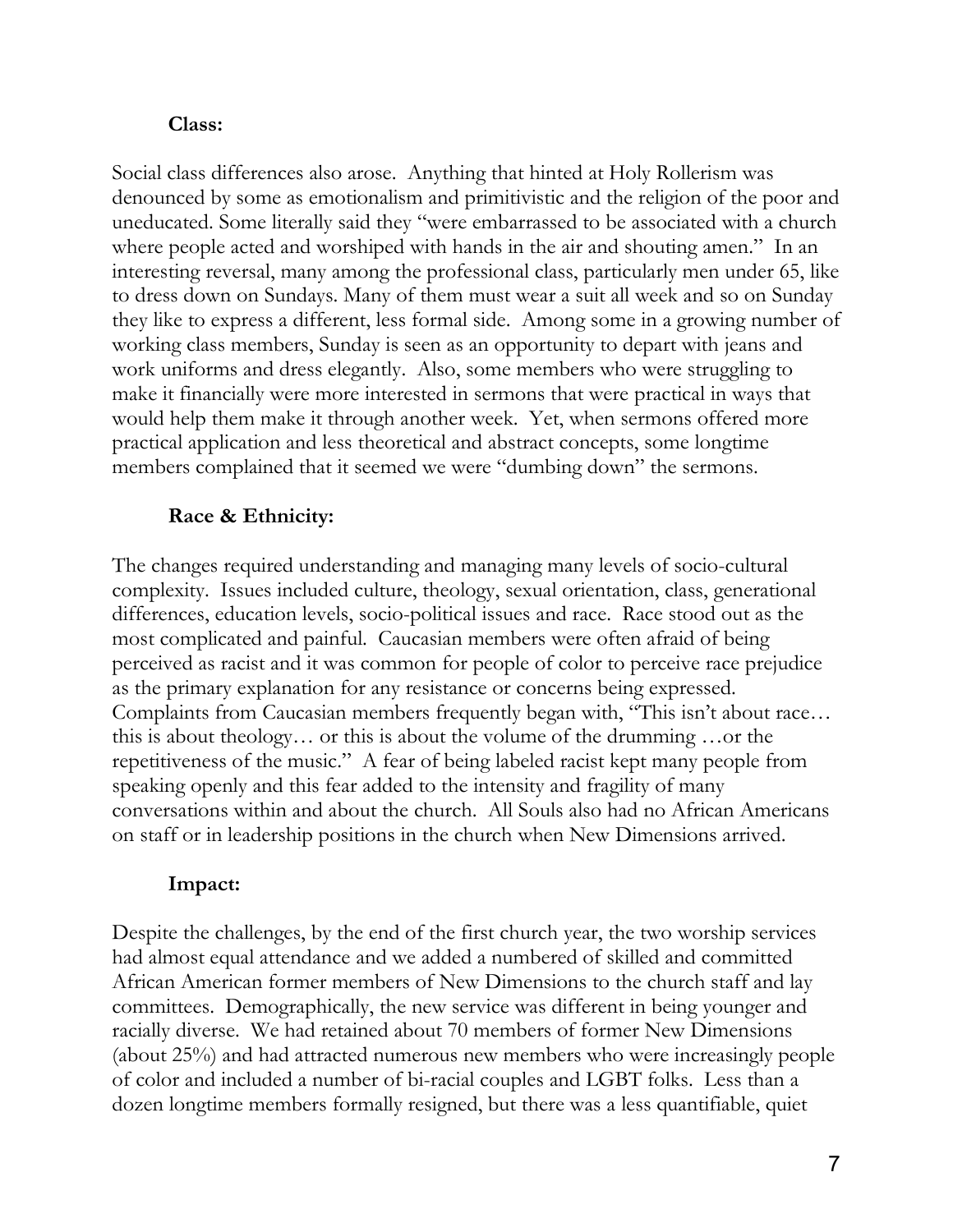**Class:**

Social class differences also arose. Anything that hinted at Holy Rollerism was denounced by some as emotionalism and primitivistic and the religion of the poor and uneducated. Some literally said they "were embarrassed to be associated with a church where people acted and worshiped with hands in the air and shouting amen." In an interesting reversal, many among the professional class, particularly men under 65, like to dress down on Sundays. Many of them must wear a suit all week and so on Sunday they like to express a different, less formal side. Among some in a growing number of working class members, Sunday is seen as an opportunity to depart with jeans and work uniforms and dress elegantly. Also, some members who were struggling to make it financially were more interested in sermons that were practical in ways that would help them make it through another week. Yet, when sermons offered more practical application and less theoretical and abstract concepts, some longtime members complained that it seemed we were "dumbing down" the sermons.

**Race & Ethnicity:**

The changes required understanding and managing many levels of socio-cultural complexity. Issues included culture, theology, sexual orientation, class, generational differences, education levels, socio-political issues and race. Race stood out as the most complicated and painful. Caucasian members were often afraid of being perceived as racist and it was common for people of color to perceive race prejudice as the primary explanation for any resistance or concerns being expressed. Complaints from Caucasian members frequently began with, "This isn't about race… this is about theology… or this is about the volume of the drumming …or the repetitiveness of the music." A fear of being labeled racist kept many people from speaking openly and this fear added to the intensity and fragility of many conversations within and about the church. All Souls also had no African Americans on staff or in leadership positions in the church when New Dimensions arrived.

**Impact:**

Despite the challenges, by the end of the first church year, the two worship services had almost equal attendance and we added a numbered of skilled and committed African American former members of New Dimensions to the church staff and lay committees. Demographically, the new service was different in being younger and racially diverse. We had retained about 70 members of former New Dimensions (about 25%) and had attracted numerous new members who were increasingly people of color and included a number of bi-racial couples and LGBT folks. Less than a dozen longtime members formally resigned, but there was a less quantifiable, quiet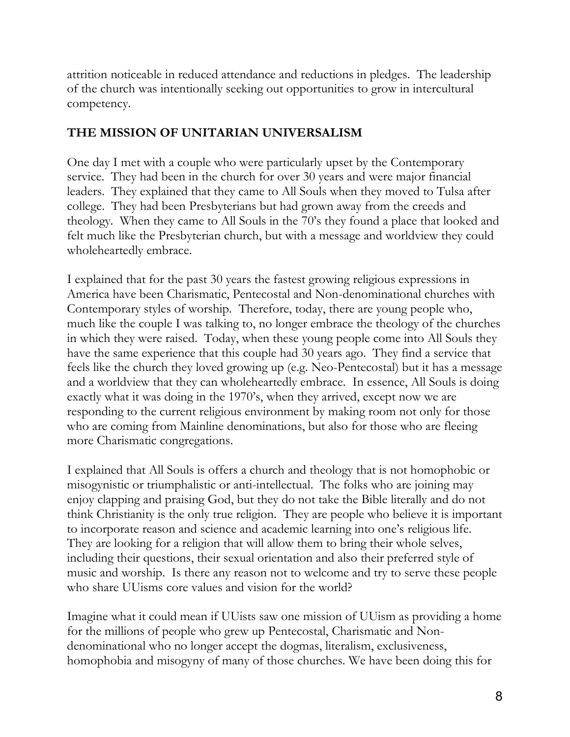attrition noticeable in reduced attendance and reductions in pledges. The leadership of the church was intentionally seeking out opportunities to grow in intercultural competency.

## THE MISSION OF UNITARIAN UNIVERSALISM

One day I met with a couple who were particularly upset by the Contemporary service. They had been in the church for over 30 years and were major financial leaders. They explained that they came to All Souls when they moved to Tulsa after college. They had been Presbyterians but had grown away from the creeds and theology. When they came to All Souls in the 70's they found a place that looked and felt much like the Presbyterian church, but with a message and worldview they could wholeheartedly embrace.

I explained that for the past 30 years the fastest growing religious expressions in America have been Charismatic, Pentecostal and Non-denominational churches with Contemporary styles of worship. Therefore, today, there are young people who, much like the couple I was talking to, no longer embrace the theology of the churches in which they were raised. Today, when these young people come into All Souls they have the same experience that this couple had 30 years ago. They find a service that feels like the church they loved growing up (e.g. Neo-Pentecostal) but it has a message and a worldview that they can wholeheartedly embrace. In essence, All Souls is doing exactly what it was doing in the 1970's, when they arrived, except now we are responding to the current religious environment by making room not only for those who are coming from Mainline denominations, but also for those who are fleeing more Charismatic congregations.

I explained that All Souls is offers a church and theology that is not homophobic or misogynistic or triumphalistic or anti-intellectual. The folks who are joining may enjoy clapping and praising God, but they do not take the Bible literally and do not think Christianity is the only true religion. They are people who believe it is important to incorporate reason and science and academic learning into one's religious life. They are looking for a religion that will allow them to bring their whole selves, including their questions, their sexual orientation and also their preferred style of music and worship. Is there any reason not to welcome and try to serve these people who share UUisms core values and vision for the world?

Imagine what it could mean if UUists saw one mission of UUism as providing a home for the millions of people who grew up Pentecostal, Charismatic and Non-denominational who no longer accept the dogmas, literalism, exclusiveness, homophobia and misogyny of many of those churches. We have been doing this for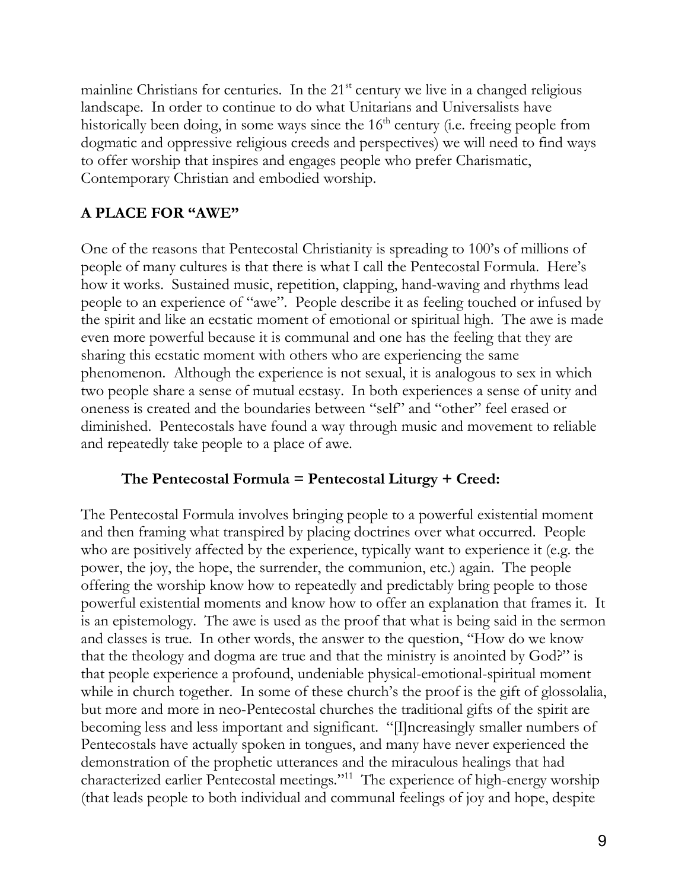mainline Christians for centuries. In the 21st century we live in a changed religious landscape. In order to continue to do what Unitarians and Universalists have historically been doing, in some ways since the 16th century (i.e. freeing people from dogmatic and oppressive religious creeds and perspectives) we will need to find ways to offer worship that inspires and engages people who prefer Charismatic, Contemporary Christian and embodied worship.

## A PLACE FOR "AWE"

One of the reasons that Pentecostal Christianity is spreading to 100's of millions of people of many cultures is that there is what I call the Pentecostal Formula. Here's how it works. Sustained music, repetition, clapping, hand-waving and rhythms lead people to an experience of "awe". People describe it as feeling touched or infused by the spirit and like an ecstatic moment of emotional or spiritual high. The awe is made even more powerful because it is communal and one has the feeling that they are sharing this ecstatic moment with others who are experiencing the same phenomenon. Although the experience is not sexual, it is analogous to sex in which two people share a sense of mutual ecstasy. In both experiences a sense of unity and oneness is created and the boundaries between "self" and "other" feel erased or diminished. Pentecostals have found a way through music and movement to reliable and repeatedly take people to a place of awe.

### The Pentecostal Formula = Pentecostal Liturgy + Creed:

The Pentecostal Formula involves bringing people to a powerful existential moment and then framing what transpired by placing doctrines over what occurred. People who are positively affected by the experience, typically want to experience it (e.g. the power, the joy, the hope, the surrender, the communion, etc.) again. The people offering the worship know how to repeatedly and predictably bring people to those powerful existential moments and know how to offer an explanation that frames it. It is an epistemology. The awe is used as the proof that what is being said in the sermon and classes is true. In other words, the answer to the question, "How do we know that the theology and dogma are true and that the ministry is anointed by God?" is that people experience a profound, undeniable physical-emotional-spiritual moment while in church together. In some of these church's the proof is the gift of glossolalia, but more and more in neo-Pentecostal churches the traditional gifts of the spirit are becoming less and less important and significant. "[I]ncreasingly smaller numbers of Pentecostals have actually spoken in tongues, and many have never experienced the demonstration of the prophetic utterances and the miraculous healings that had characterized earlier Pentecostal meetings."[11] The experience of high-energy worship (that leads people to both individual and communal feelings of joy and hope, despite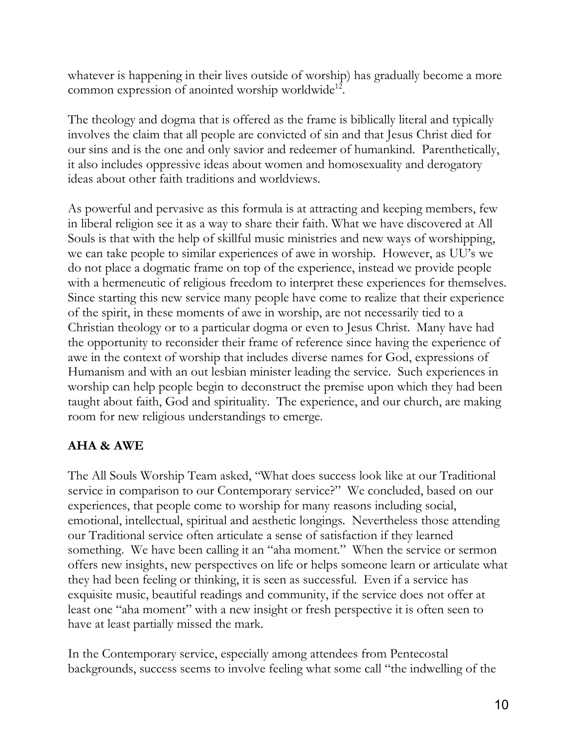whatever is happening in their lives outside of worship) has gradually become a more common expression of anointed worship worldwide[12].

The theology and dogma that is offered as the frame is biblically literal and typically involves the claim that all people are convicted of sin and that Jesus Christ died for our sins and is the one and only savior and redeemer of humankind. Parenthetically, it also includes oppressive ideas about women and homosexuality and derogatory ideas about other faith traditions and worldviews.

As powerful and pervasive as this formula is at attracting and keeping members, few in liberal religion see it as a way to share their faith. What we have discovered at All Souls is that with the help of skillful music ministries and new ways of worshipping, we can take people to similar experiences of awe in worship. However, as UU's we do not place a dogmatic frame on top of the experience, instead we provide people with a hermeneutic of religious freedom to interpret these experiences for themselves. Since starting this new service many people have come to realize that their experience of the spirit, in these moments of awe in worship, are not necessarily tied to a Christian theology or to a particular dogma or even to Jesus Christ. Many have had the opportunity to reconsider their frame of reference since having the experience of awe in the context of worship that includes diverse names for God, expressions of Humanism and with an out lesbian minister leading the service. Such experiences in worship can help people begin to deconstruct the premise upon which they had been taught about faith, God and spirituality. The experience, and our church, are making room for new religious understandings to emerge.

**AHA & AWE**

The All Souls Worship Team asked, "What does success look like at our Traditional service in comparison to our Contemporary service?" We concluded, based on our experiences, that people come to worship for many reasons including social, emotional, intellectual, spiritual and aesthetic longings. Nevertheless those attending our Traditional service often articulate a sense of satisfaction if they learned something. We have been calling it an "aha moment." When the service or sermon offers new insights, new perspectives on life or helps someone learn or articulate what they had been feeling or thinking, it is seen as successful. Even if a service has exquisite music, beautiful readings and community, if the service does not offer at least one "aha moment" with a new insight or fresh perspective it is often seen to have at least partially missed the mark.

In the Contemporary service, especially among attendees from Pentecostal backgrounds, success seems to involve feeling what some call "the indwelling of the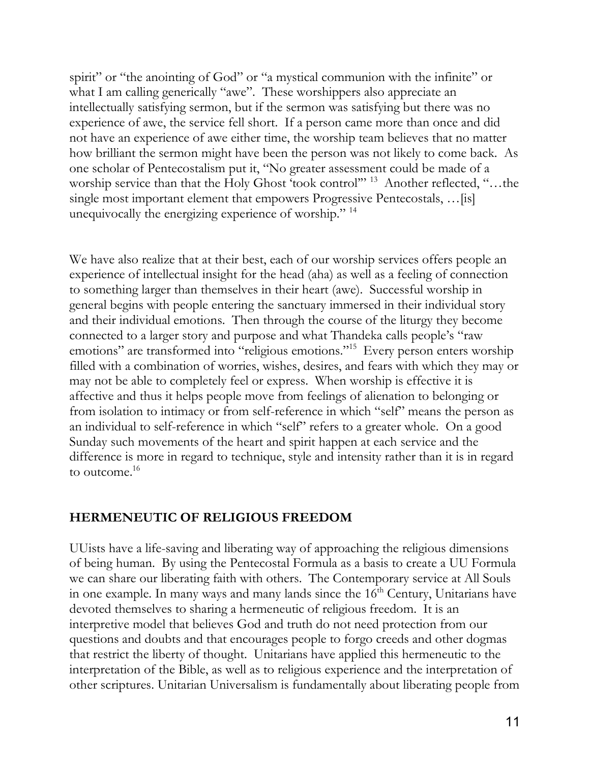spirit" or "the anointing of God" or "a mystical communion with the infinite" or what I am calling generically "awe". These worshippers also appreciate an intellectually satisfying sermon, but if the sermon was satisfying but there was no experience of awe, the service fell short. If a person came more than once and did not have an experience of awe either time, the worship team believes that no matter how brilliant the sermon might have been the person was not likely to come back. As one scholar of Pentecostalism put it, "No greater assessment could be made of a worship service than that the Holy Ghost 'took control'" [13] Another reflected, "…the single most important element that empowers Progressive Pentecostals, …[is] unequivocally the energizing experience of worship." [14]

We have also realize that at their best, each of our worship services offers people an experience of intellectual insight for the head (aha) as well as a feeling of connection to something larger than themselves in their heart (awe). Successful worship in general begins with people entering the sanctuary immersed in their individual story and their individual emotions. Then through the course of the liturgy they become connected to a larger story and purpose and what Thandeka calls people's "raw emotions" are transformed into "religious emotions."[15] Every person enters worship filled with a combination of worries, wishes, desires, and fears with which they may or may not be able to completely feel or express. When worship is effective it is affective and thus it helps people move from feelings of alienation to belonging or from isolation to intimacy or from self-reference in which "self" means the person as an individual to self-reference in which "self" refers to a greater whole. On a good Sunday such movements of the heart and spirit happen at each service and the difference is more in regard to technique, style and intensity rather than it is in regard to outcome.[16]

## HERMENEUTIC OF RELIGIOUS FREEDOM

UUists have a life-saving and liberating way of approaching the religious dimensions of being human. By using the Pentecostal Formula as a basis to create a UU Formula we can share our liberating faith with others. The Contemporary service at All Souls in one example. In many ways and many lands since the 16th Century, Unitarians have devoted themselves to sharing a hermeneutic of religious freedom. It is an interpretive model that believes God and truth do not need protection from our questions and doubts and that encourages people to forgo creeds and other dogmas that restrict the liberty of thought. Unitarians have applied this hermeneutic to the interpretation of the Bible, as well as to religious experience and the interpretation of other scriptures. Unitarian Universalism is fundamentally about liberating people from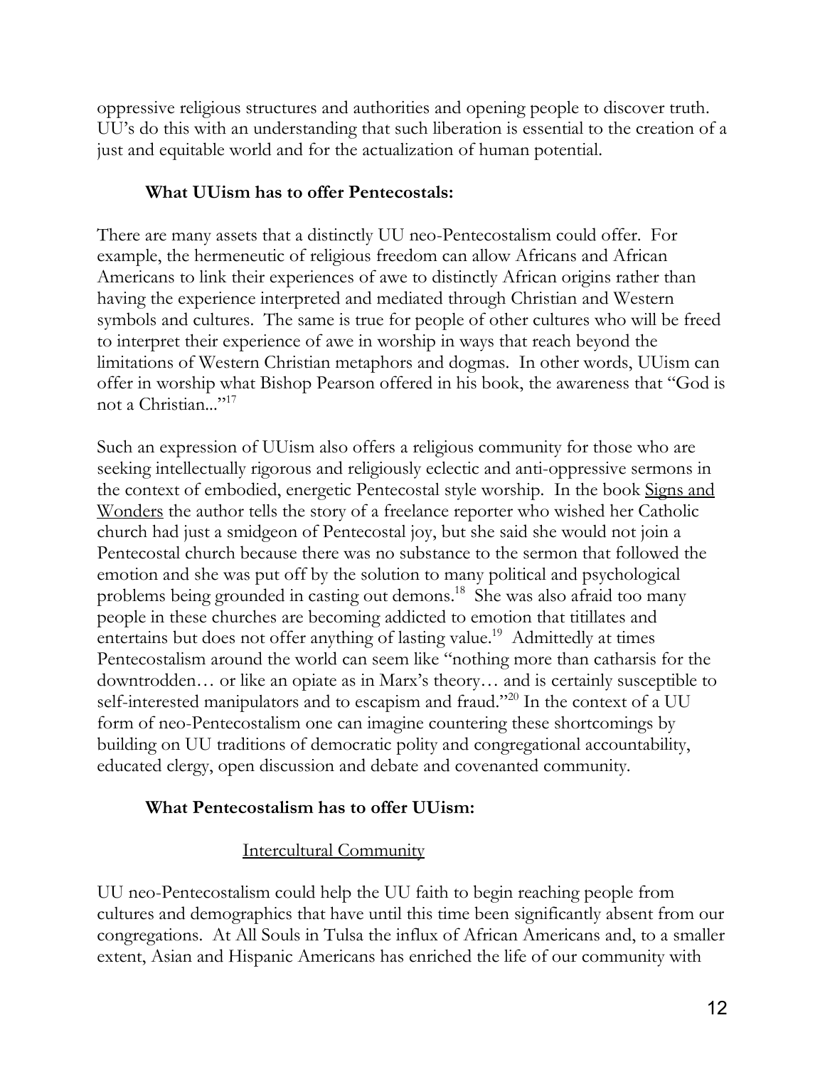oppressive religious structures and authorities and opening people to discover truth. UU's do this with an understanding that such liberation is essential to the creation of a just and equitable world and for the actualization of human potential.

**What UUism has to offer Pentecostals:**

There are many assets that a distinctly UU neo-Pentecostalism could offer. For example, the hermeneutic of religious freedom can allow Africans and African Americans to link their experiences of awe to distinctly African origins rather than having the experience interpreted and mediated through Christian and Western symbols and cultures. The same is true for people of other cultures who will be freed to interpret their experience of awe in worship in ways that reach beyond the limitations of Western Christian metaphors and dogmas. In other words, UUism can offer in worship what Bishop Pearson offered in his book, the awareness that "God is not a Christian..."[17]

Such an expression of UUism also offers a religious community for those who are seeking intellectually rigorous and religiously eclectic and anti-oppressive sermons in the context of embodied, energetic Pentecostal style worship. In the book <u>Signs and Wonders</u> the author tells the story of a freelance reporter who wished her Catholic church had just a smidgeon of Pentecostal joy, but she said she would not join a Pentecostal church because there was no substance to the sermon that followed the emotion and she was put off by the solution to many political and psychological problems being grounded in casting out demons.[18] She was also afraid too many people in these churches are becoming addicted to emotion that titillates and entertains but does not offer anything of lasting value.[19] Admittedly at times Pentecostalism around the world can seem like "nothing more than catharsis for the downtrodden… or like an opiate as in Marx's theory… and is certainly susceptible to self-interested manipulators and to escapism and fraud."[20] In the context of a UU form of neo-Pentecostalism one can imagine countering these shortcomings by building on UU traditions of democratic polity and congregational accountability, educated clergy, open discussion and debate and covenanted community.

**What Pentecostalism has to offer UUism:**

<u>Intercultural Community</u>

UU neo-Pentecostalism could help the UU faith to begin reaching people from cultures and demographics that have until this time been significantly absent from our congregations. At All Souls in Tulsa the influx of African Americans and, to a smaller extent, Asian and Hispanic Americans has enriched the life of our community with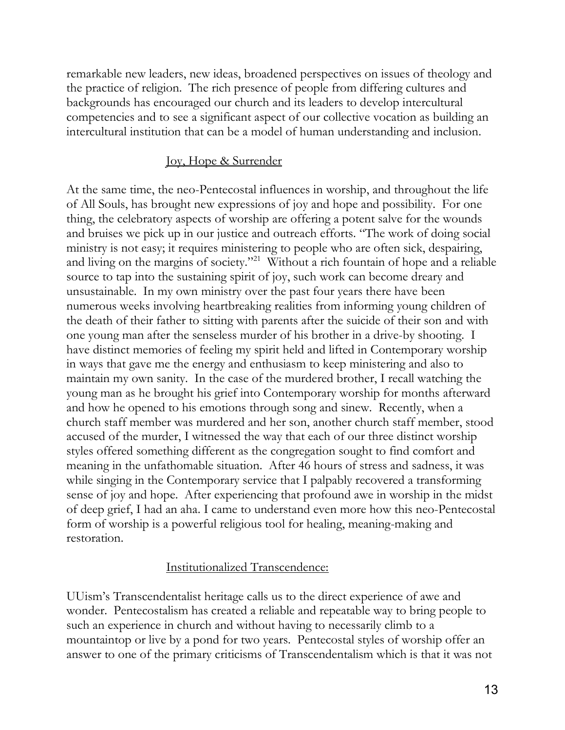remarkable new leaders, new ideas, broadened perspectives on issues of theology and the practice of religion. The rich presence of people from differing cultures and backgrounds has encouraged our church and its leaders to develop intercultural competencies and to see a significant aspect of our collective vocation as building an intercultural institution that can be a model of human understanding and inclusion.

## Joy, Hope & Surrender

At the same time, the neo-Pentecostal influences in worship, and throughout the life of All Souls, has brought new expressions of joy and hope and possibility. For one thing, the celebratory aspects of worship are offering a potent salve for the wounds and bruises we pick up in our justice and outreach efforts. "The work of doing social ministry is not easy; it requires ministering to people who are often sick, despairing, and living on the margins of society."[21] Without a rich fountain of hope and a reliable source to tap into the sustaining spirit of joy, such work can become dreary and unsustainable. In my own ministry over the past four years there have been numerous weeks involving heartbreaking realities from informing young children of the death of their father to sitting with parents after the suicide of their son and with one young man after the senseless murder of his brother in a drive-by shooting. I have distinct memories of feeling my spirit held and lifted in Contemporary worship in ways that gave me the energy and enthusiasm to keep ministering and also to maintain my own sanity. In the case of the murdered brother, I recall watching the young man as he brought his grief into Contemporary worship for months afterward and how he opened to his emotions through song and sinew. Recently, when a church staff member was murdered and her son, another church staff member, stood accused of the murder, I witnessed the way that each of our three distinct worship styles offered something different as the congregation sought to find comfort and meaning in the unfathomable situation. After 46 hours of stress and sadness, it was while singing in the Contemporary service that I palpably recovered a transforming sense of joy and hope. After experiencing that profound awe in worship in the midst of deep grief, I had an aha. I came to understand even more how this neo-Pentecostal form of worship is a powerful religious tool for healing, meaning-making and restoration.

## Institutionalized Transcendence:

UUism's Transcendentalist heritage calls us to the direct experience of awe and wonder. Pentecostalism has created a reliable and repeatable way to bring people to such an experience in church and without having to necessarily climb to a mountaintop or live by a pond for two years. Pentecostal styles of worship offer an answer to one of the primary criticisms of Transcendentalism which is that it was not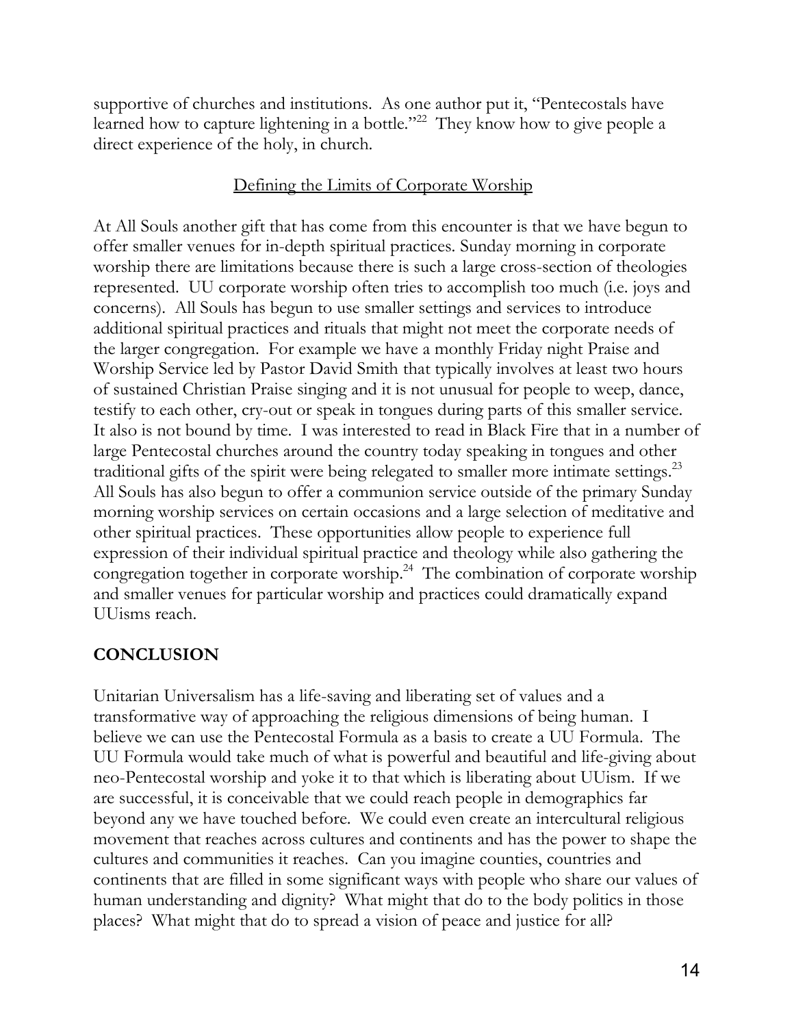supportive of churches and institutions. As one author put it, "Pentecostals have learned how to capture lightening in a bottle."[22] They know how to give people a direct experience of the holy, in church.

<u>Defining the Limits of Corporate Worship</u>

At All Souls another gift that has come from this encounter is that we have begun to offer smaller venues for in-depth spiritual practices. Sunday morning in corporate worship there are limitations because there is such a large cross-section of theologies represented. UU corporate worship often tries to accomplish too much (i.e. joys and concerns). All Souls has begun to use smaller settings and services to introduce additional spiritual practices and rituals that might not meet the corporate needs of the larger congregation. For example we have a monthly Friday night Praise and Worship Service led by Pastor David Smith that typically involves at least two hours of sustained Christian Praise singing and it is not unusual for people to weep, dance, testify to each other, cry-out or speak in tongues during parts of this smaller service. It also is not bound by time. I was interested to read in Black Fire that in a number of large Pentecostal churches around the country today speaking in tongues and other traditional gifts of the spirit were being relegated to smaller more intimate settings.[23] All Souls has also begun to offer a communion service outside of the primary Sunday morning worship services on certain occasions and a large selection of meditative and other spiritual practices. These opportunities allow people to experience full expression of their individual spiritual practice and theology while also gathering the congregation together in corporate worship.[24] The combination of corporate worship and smaller venues for particular worship and practices could dramatically expand UUisms reach.

## CONCLUSION

Unitarian Universalism has a life-saving and liberating set of values and a transformative way of approaching the religious dimensions of being human. I believe we can use the Pentecostal Formula as a basis to create a UU Formula. The UU Formula would take much of what is powerful and beautiful and life-giving about neo-Pentecostal worship and yoke it to that which is liberating about UUism. If we are successful, it is conceivable that we could reach people in demographics far beyond any we have touched before. We could even create an intercultural religious movement that reaches across cultures and continents and has the power to shape the cultures and communities it reaches. Can you imagine counties, countries and continents that are filled in some significant ways with people who share our values of human understanding and dignity? What might that do to the body politics in those places? What might that do to spread a vision of peace and justice for all?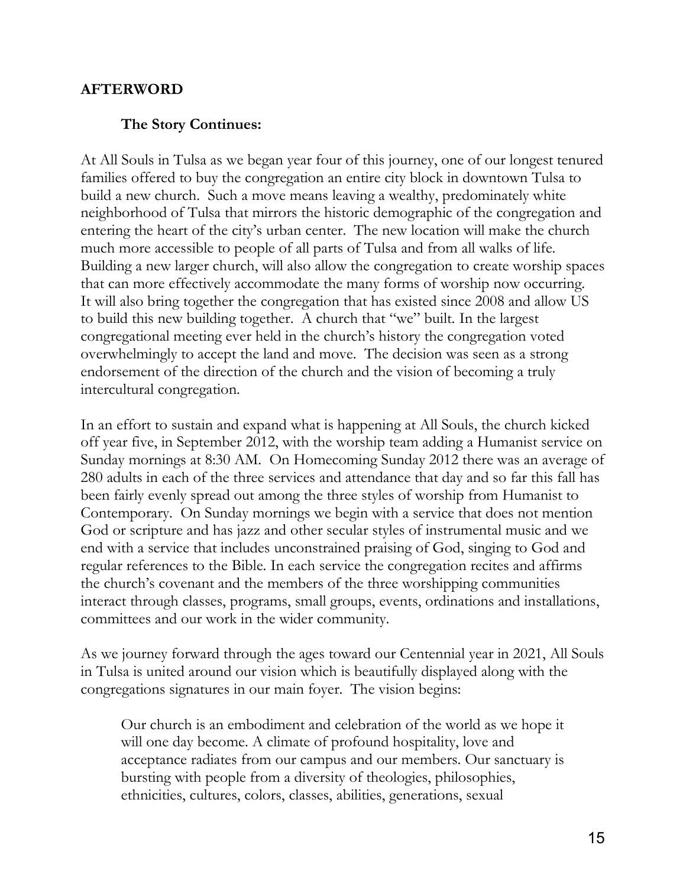## AFTERWORD

### The Story Continues:

At All Souls in Tulsa as we began year four of this journey, one of our longest tenured families offered to buy the congregation an entire city block in downtown Tulsa to build a new church. Such a move means leaving a wealthy, predominately white neighborhood of Tulsa that mirrors the historic demographic of the congregation and entering the heart of the city's urban center. The new location will make the church much more accessible to people of all parts of Tulsa and from all walks of life. Building a new larger church, will also allow the congregation to create worship spaces that can more effectively accommodate the many forms of worship now occurring. It will also bring together the congregation that has existed since 2008 and allow US to build this new building together. A church that "we" built. In the largest congregational meeting ever held in the church's history the congregation voted overwhelmingly to accept the land and move. The decision was seen as a strong endorsement of the direction of the church and the vision of becoming a truly intercultural congregation.

In an effort to sustain and expand what is happening at All Souls, the church kicked off year five, in September 2012, with the worship team adding a Humanist service on Sunday mornings at 8:30 AM. On Homecoming Sunday 2012 there was an average of 280 adults in each of the three services and attendance that day and so far this fall has been fairly evenly spread out among the three styles of worship from Humanist to Contemporary. On Sunday mornings we begin with a service that does not mention God or scripture and has jazz and other secular styles of instrumental music and we end with a service that includes unconstrained praising of God, singing to God and regular references to the Bible. In each service the congregation recites and affirms the church's covenant and the members of the three worshipping communities interact through classes, programs, small groups, events, ordinations and installations, committees and our work in the wider community.

As we journey forward through the ages toward our Centennial year in 2021, All Souls in Tulsa is united around our vision which is beautifully displayed along with the congregations signatures in our main foyer. The vision begins:

> Our church is an embodiment and celebration of the world as we hope it will one day become. A climate of profound hospitality, love and acceptance radiates from our campus and our members. Our sanctuary is bursting with people from a diversity of theologies, philosophies, ethnicities, cultures, colors, classes, abilities, generations, sexual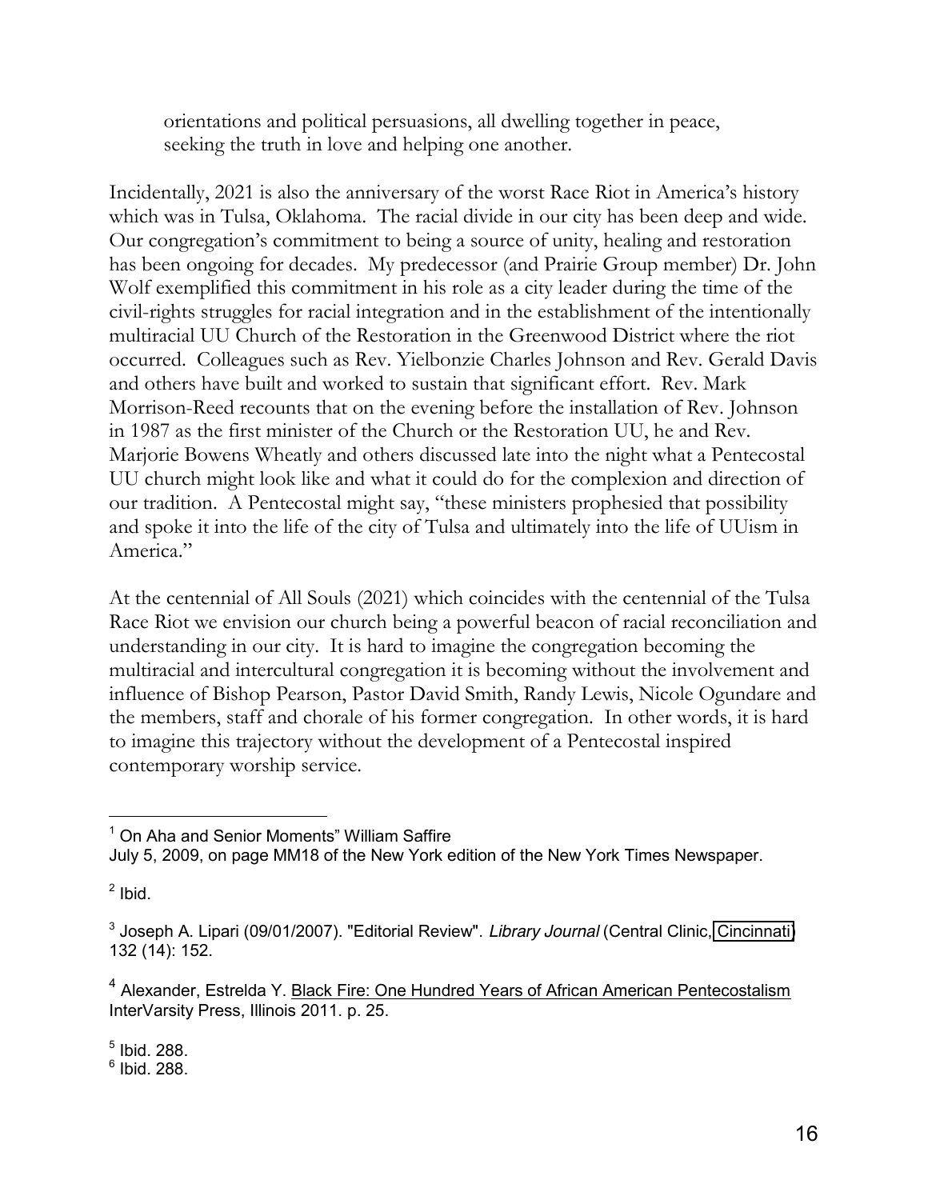orientations and political persuasions, all dwelling together in peace, seeking the truth in love and helping one another.

Incidentally, 2021 is also the anniversary of the worst Race Riot in America's history which was in Tulsa, Oklahoma. The racial divide in our city has been deep and wide. Our congregation's commitment to being a source of unity, healing and restoration has been ongoing for decades. My predecessor (and Prairie Group member) Dr. John Wolf exemplified this commitment in his role as a city leader during the time of the civil-rights struggles for racial integration and in the establishment of the intentionally multiracial UU Church of the Restoration in the Greenwood District where the riot occurred. Colleagues such as Rev. Yielbonzie Charles Johnson and Rev. Gerald Davis and others have built and worked to sustain that significant effort. Rev. Mark Morrison-Reed recounts that on the evening before the installation of Rev. Johnson in 1987 as the first minister of the Church or the Restoration UU, he and Rev. Marjorie Bowens Wheatly and others discussed late into the night what a Pentecostal UU church might look like and what it could do for the complexion and direction of our tradition. A Pentecostal might say, "these ministers prophesied that possibility and spoke it into the life of the city of Tulsa and ultimately into the life of UUism in America."

At the centennial of All Souls (2021) which coincides with the centennial of the Tulsa Race Riot we envision our church being a powerful beacon of racial reconciliation and understanding in our city. It is hard to imagine the congregation becoming the multiracial and intercultural congregation it is becoming without the involvement and influence of Bishop Pearson, Pastor David Smith, Randy Lewis, Nicole Ogundare and the members, staff and chorale of his former congregation. In other words, it is hard to imagine this trajectory without the development of a Pentecostal inspired contemporary worship service.

---

[1] On Aha and Senior Moments" William Saffire
July 5, 2009, on page MM18 of the New York edition of the New York Times Newspaper.

[2] Ibid.

[3] Joseph A. Lipari (09/01/2007). "Editorial Review". *Library Journal* (Central Clinic, Cincinnati) 132 (14): 152.

[4] Alexander, Estrelda Y. Black Fire: One Hundred Years of African American Pentecostalism InterVarsity Press, Illinois 2011. p. 25.

[5] Ibid. 288.

[6] Ibid. 288.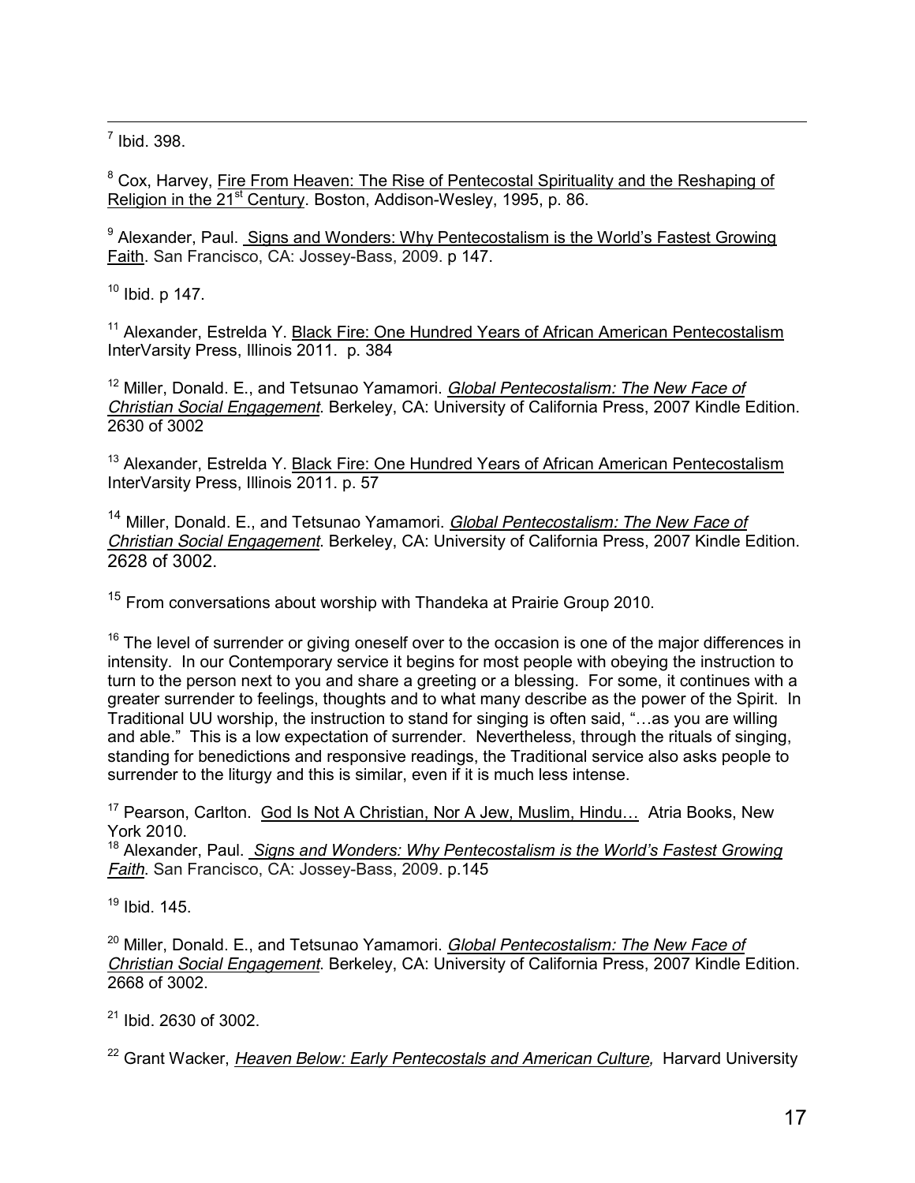[7] Ibid. 398.

[8] Cox, Harvey, Fire From Heaven: The Rise of Pentecostal Spirituality and the Reshaping of Religion in the 21st Century. Boston, Addison-Wesley, 1995, p. 86.

[9] Alexander, Paul. Signs and Wonders: Why Pentecostalism is the World's Fastest Growing Faith. San Francisco, CA: Jossey-Bass, 2009. p 147.

[10] Ibid. p 147.

[11] Alexander, Estrelda Y. Black Fire: One Hundred Years of African American Pentecostalism InterVarsity Press, Illinois 2011. p. 384

[12] Miller, Donald. E., and Tetsunao Yamamori. *Global Pentecostalism: The New Face of Christian Social Engagement*. Berkeley, CA: University of California Press, 2007 Kindle Edition. 2630 of 3002

[13] Alexander, Estrelda Y. Black Fire: One Hundred Years of African American Pentecostalism InterVarsity Press, Illinois 2011. p. 57

[14] Miller, Donald. E., and Tetsunao Yamamori. *Global Pentecostalism: The New Face of Christian Social Engagement*. Berkeley, CA: University of California Press, 2007 Kindle Edition. 2628 of 3002.

[15] From conversations about worship with Thandeka at Prairie Group 2010.

[16] The level of surrender or giving oneself over to the occasion is one of the major differences in intensity. In our Contemporary service it begins for most people with obeying the instruction to turn to the person next to you and share a greeting or a blessing. For some, it continues with a greater surrender to feelings, thoughts and to what many describe as the power of the Spirit. In Traditional UU worship, the instruction to stand for singing is often said, "…as you are willing and able." This is a low expectation of surrender. Nevertheless, through the rituals of singing, standing for benedictions and responsive readings, the Traditional service also asks people to surrender to the liturgy and this is similar, even if it is much less intense.

[17] Pearson, Carlton. God Is Not A Christian, Nor A Jew, Muslim, Hindu… Atria Books, New York 2010.

[18] Alexander, Paul. *Signs and Wonders: Why Pentecostalism is the World's Fastest Growing Faith*. San Francisco, CA: Jossey-Bass, 2009. p.145

[19] Ibid. 145.

[20] Miller, Donald. E., and Tetsunao Yamamori. *Global Pentecostalism: The New Face of Christian Social Engagement*. Berkeley, CA: University of California Press, 2007 Kindle Edition. 2668 of 3002.

[21] Ibid. 2630 of 3002.

[22] Grant Wacker, *Heaven Below: Early Pentecostals and American Culture,* Harvard University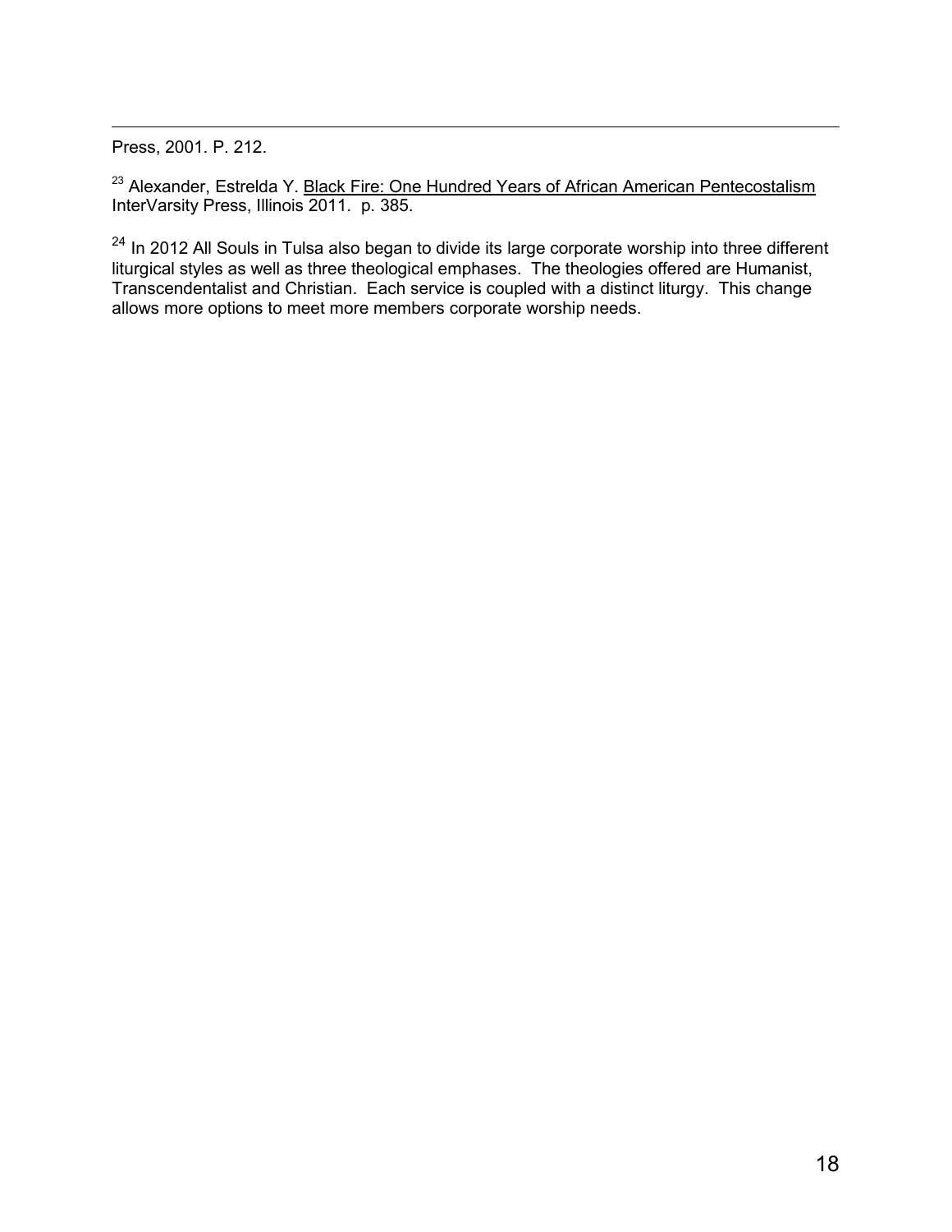Press, 2001. P. 212.

[23] Alexander, Estrelda Y. Black Fire: One Hundred Years of African American Pentecostalism InterVarsity Press, Illinois 2011. p. 385.

[24] In 2012 All Souls in Tulsa also began to divide its large corporate worship into three different liturgical styles as well as three theological emphases. The theologies offered are Humanist, Transcendentalist and Christian. Each service is coupled with a distinct liturgy. This change allows more options to meet more members corporate worship needs.